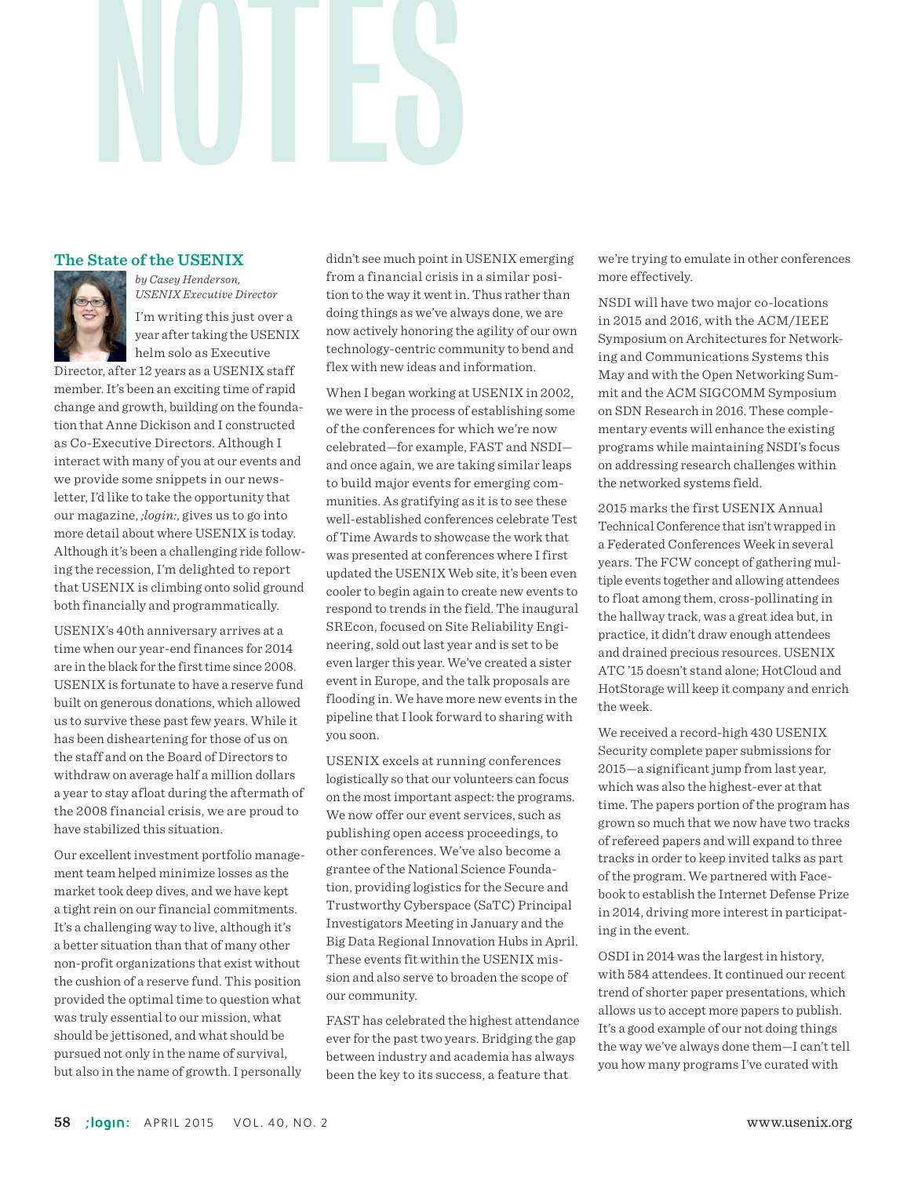# NOTES

## The State of the USENIX

*by Casey Henderson, USENIX Executive Director*

I'm writing this just over a year after taking the USENIX helm solo as Executive Director, after 12 years as a USENIX staff member. It's been an exciting time of rapid change and growth, building on the foundation that Anne Dickison and I constructed as Co-Executive Directors. Although I interact with many of you at our events and we provide some snippets in our newsletter, I'd like to take the opportunity that our magazine, *;login:*, gives us to go into more detail about where USENIX is today. Although it's been a challenging ride following the recession, I'm delighted to report that USENIX is climbing onto solid ground both financially and programmatically.

USENIX's 40th anniversary arrives at a time when our year-end finances for 2014 are in the black for the first time since 2008. USENIX is fortunate to have a reserve fund built on generous donations, which allowed us to survive these past few years. While it has been disheartening for those of us on the staff and on the Board of Directors to withdraw on average half a million dollars a year to stay afloat during the aftermath of the 2008 financial crisis, we are proud to have stabilized this situation.

Our excellent investment portfolio management team helped minimize losses as the market took deep dives, and we have kept a tight rein on our financial commitments. It's a challenging way to live, although it's a better situation than that of many other non-profit organizations that exist without the cushion of a reserve fund. This position provided the optimal time to question what was truly essential to our mission, what should be jettisoned, and what should be pursued not only in the name of survival, but also in the name of growth. I personally didn't see much point in USENIX emerging from a financial crisis in a similar position to the way it went in. Thus rather than doing things as we've always done, we are now actively honoring the agility of our own technology-centric community to bend and flex with new ideas and information.

When I began working at USENIX in 2002, we were in the process of establishing some of the conferences for which we're now celebrated—for example, FAST and NSDI—and once again, we are taking similar leaps to build major events for emerging communities. As gratifying as it is to see these well-established conferences celebrate Test of Time Awards to showcase the work that was presented at conferences where I first updated the USENIX Web site, it's been even cooler to begin again to create new events to respond to trends in the field. The inaugural SREcon, focused on Site Reliability Engineering, sold out last year and is set to be even larger this year. We've created a sister event in Europe, and the talk proposals are flooding in. We have more new events in the pipeline that I look forward to sharing with you soon.

USENIX excels at running conferences logistically so that our volunteers can focus on the most important aspect: the programs. We now offer our event services, such as publishing open access proceedings, to other conferences. We've also become a grantee of the National Science Foundation, providing logistics for the Secure and Trustworthy Cyberspace (SaTC) Principal Investigators Meeting in January and the Big Data Regional Innovation Hubs in April. These events fit within the USENIX mission and also serve to broaden the scope of our community.

FAST has celebrated the highest attendance ever for the past two years. Bridging the gap between industry and academia has always been the key to its success, a feature that we're trying to emulate in other conferences more effectively.

NSDI will have two major co-locations in 2015 and 2016, with the ACM/IEEE Symposium on Architectures for Networking and Communications Systems this May and with the Open Networking Summit and the ACM SIGCOMM Symposium on SDN Research in 2016. These complementary events will enhance the existing programs while maintaining NSDI's focus on addressing research challenges within the networked systems field.

2015 marks the first USENIX Annual Technical Conference that isn't wrapped in a Federated Conferences Week in several years. The FCW concept of gathering multiple events together and allowing attendees to float among them, cross-pollinating in the hallway track, was a great idea but, in practice, it didn't draw enough attendees and drained precious resources. USENIX ATC '15 doesn't stand alone; HotCloud and HotStorage will keep it company and enrich the week.

We received a record-high 430 USENIX Security complete paper submissions for 2015—a significant jump from last year, which was also the highest-ever at that time. The papers portion of the program has grown so much that we now have two tracks of refereed papers and will expand to three tracks in order to keep invited talks as part of the program. We partnered with Facebook to establish the Internet Defense Prize in 2014, driving more interest in participating in the event.

OSDI in 2014 was the largest in history, with 584 attendees. It continued our recent trend of shorter paper presentations, which allows us to accept more papers to publish. It's a good example of our not doing things the way we've always done them—I can't tell you how many programs I've curated with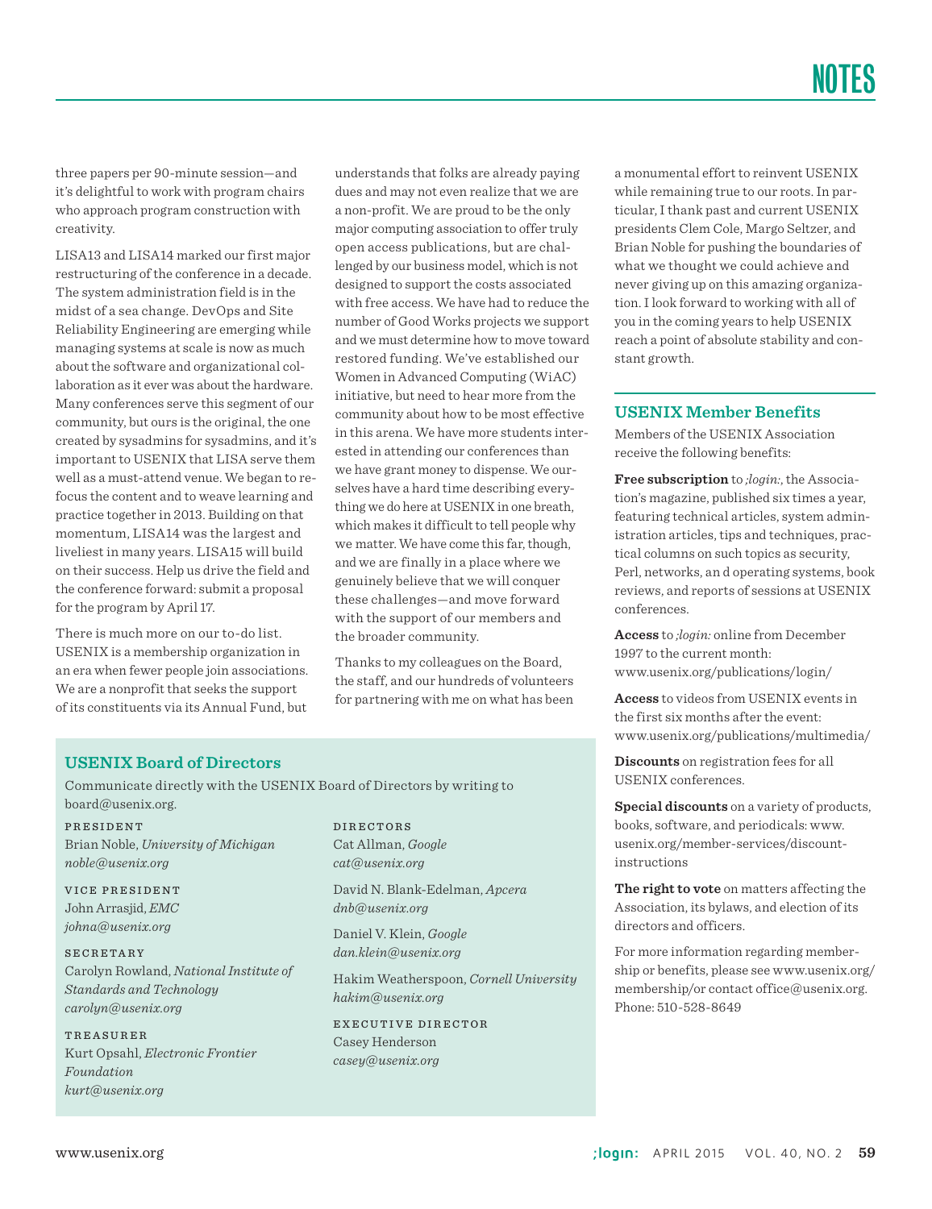three papers per 90-minute session—and it's delightful to work with program chairs who approach program construction with creativity.

LISA13 and LISA14 marked our first major restructuring of the conference in a decade. The system administration field is in the midst of a sea change. DevOps and Site Reliability Engineering are emerging while managing systems at scale is now as much about the software and organizational collaboration as it ever was about the hardware. Many conferences serve this segment of our community, but ours is the original, the one created by sysadmins for sysadmins, and it's important to USENIX that LISA serve them well as a must-attend venue. We began to refocus the content and to weave learning and practice together in 2013. Building on that momentum, LISA14 was the largest and liveliest in many years. LISA15 will build on their success. Help us drive the field and the conference forward: submit a proposal for the program by April 17.

There is much more on our to-do list. USENIX is a membership organization in an era when fewer people join associations. We are a nonprofit that seeks the support of its constituents via its Annual Fund, but understands that folks are already paying dues and may not even realize that we are a non-profit. We are proud to be the only major computing association to offer truly open access publications, but are challenged by our business model, which is not designed to support the costs associated with free access. We have had to reduce the number of Good Works projects we support and we must determine how to move toward restored funding. We've established our Women in Advanced Computing (WiAC) initiative, but need to hear more from the community about how to be most effective in this arena. We have more students interested in attending our conferences than we have grant money to dispense. We ourselves have a hard time describing everything we do here at USENIX in one breath, which makes it difficult to tell people why we matter. We have come this far, though, and we are finally in a place where we genuinely believe that we will conquer these challenges—and move forward with the support of our members and the broader community.

Thanks to my colleagues on the Board, the staff, and our hundreds of volunteers for partnering with me on what has been a monumental effort to reinvent USENIX while remaining true to our roots. In particular, I thank past and current USENIX presidents Clem Cole, Margo Seltzer, and Brian Noble for pushing the boundaries of what we thought we could achieve and never giving up on this amazing organization. I look forward to working with all of you in the coming years to help USENIX reach a point of absolute stability and constant growth.

## USENIX Board of Directors

Communicate directly with the USENIX Board of Directors by writing to board@usenix.org.

PRESIDENT
Brian Noble, *University of Michigan*
*noble@usenix.org*

VICE PRESIDENT
John Arrasjid, *EMC*
*johna@usenix.org*

SECRETARY
Carolyn Rowland, *National Institute of Standards and Technology*
*carolyn@usenix.org*

TREASURER
Kurt Opsahl, *Electronic Frontier Foundation*
*kurt@usenix.org*

DIRECTORS
Cat Allman, *Google*
*cat@usenix.org*

David N. Blank-Edelman, *Apcera*
*dnb@usenix.org*

Daniel V. Klein, *Google*
*dan.klein@usenix.org*

Hakim Weatherspoon, *Cornell University*
*hakim@usenix.org*

EXECUTIVE DIRECTOR
Casey Henderson
*casey@usenix.org*

## USENIX Member Benefits

Members of the USENIX Association receive the following benefits:

**Free subscription** to *;login:*, the Association's magazine, published six times a year, featuring technical articles, system administration articles, tips and techniques, practical columns on such topics as security, Perl, networks, an d operating systems, book reviews, and reports of sessions at USENIX conferences.

**Access** to *;login:* online from December 1997 to the current month: www.usenix.org/publications/login/

**Access** to videos from USENIX events in the first six months after the event: www.usenix.org/publications/multimedia/

**Discounts** on registration fees for all USENIX conferences.

**Special discounts** on a variety of products, books, software, and periodicals: www.usenix.org/member-services/discount-instructions

**The right to vote** on matters affecting the Association, its bylaws, and election of its directors and officers.

For more information regarding membership or benefits, please see www.usenix.org/membership/or contact office@usenix.org. Phone: 510-528-8649